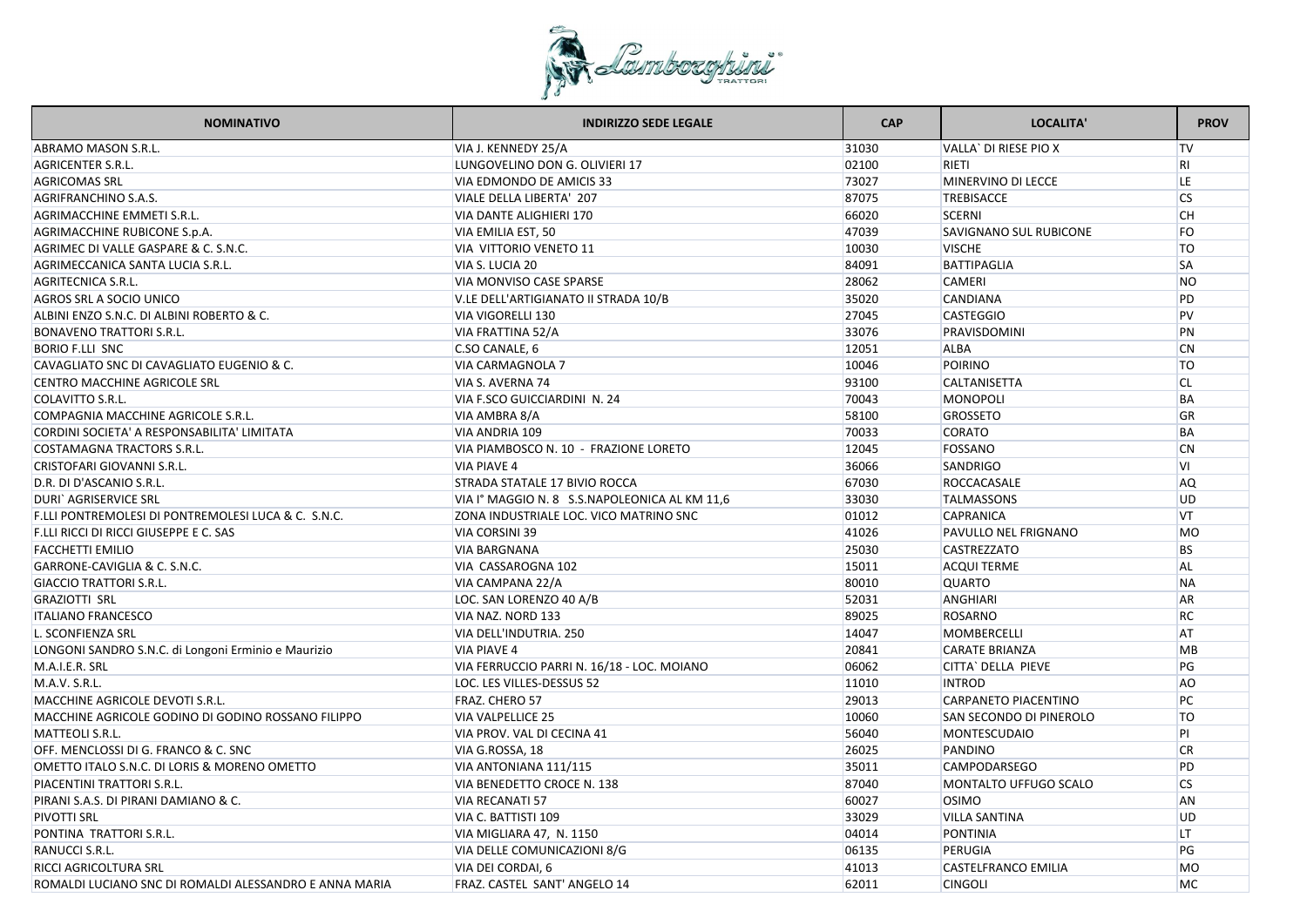| NOMINATIVO | INDIRIZZO SEDE LEGALE | CAP | LOCALITA' | PROV |
|---|---|---|---|---|
| ABRAMO MASON S.R.L. | VIA J. KENNEDY 25/A | 31030 | VALLA` DI RIESE PIO X | TV |
| AGRICENTER S.R.L. | LUNGOVELINO DON G. OLIVIERI 17 | 02100 | RIETI | RI |
| AGRICOMAS SRL | VIA EDMONDO DE AMICIS 33 | 73027 | MINERVINO DI LECCE | LE |
| AGRIFRANCHINO S.A.S. | VIALE DELLA LIBERTA' 207 | 87075 | TREBISACCE | CS |
| AGRIMACCHINE EMMETI S.R.L. | VIA DANTE ALIGHIERI 170 | 66020 | SCERNI | CH |
| AGRIMACCHINE RUBICONE S.p.A. | VIA EMILIA EST, 50 | 47039 | SAVIGNANO SUL RUBICONE | FO |
| AGRIMEC DI VALLE GASPARE & C. S.N.C. | VIA VITTORIO VENETO 11 | 10030 | VISCHE | TO |
| AGRIMECCANICA SANTA LUCIA S.R.L. | VIA S. LUCIA 20 | 84091 | BATTIPAGLIA | SA |
| AGRITECNICA S.R.L. | VIA MONVISO CASE SPARSE | 28062 | CAMERI | NO |
| AGROS SRL A SOCIO UNICO | V.LE DELL'ARTIGIANATO II STRADA 10/B | 35020 | CANDIANA | PD |
| ALBINI ENZO S.N.C. DI ALBINI ROBERTO & C. | VIA VIGORELLI 130 | 27045 | CASTEGGIO | PV |
| BONAVENO TRATTORI S.R.L. | VIA FRATTINA 52/A | 33076 | PRAVISDOMINI | PN |
| BORIO F.LLI SNC | C.SO CANALE, 6 | 12051 | ALBA | CN |
| CAVAGLIATO SNC DI CAVAGLIATO EUGENIO & C. | VIA CARMAGNOLA 7 | 10046 | POIRINO | TO |
| CENTRO MACCHINE AGRICOLE SRL | VIA S. AVERNA 74 | 93100 | CALTANISETTA | CL |
| COLAVITTO S.R.L. | VIA F.SCO GUICCIARDINI N. 24 | 70043 | MONOPOLI | BA |
| COMPAGNIA MACCHINE AGRICOLE S.R.L. | VIA AMBRA 8/A | 58100 | GROSSETO | GR |
| CORDINI SOCIETA' A RESPONSABILITA' LIMITATA | VIA ANDRIA 109 | 70033 | CORATO | BA |
| COSTAMAGNA TRACTORS S.R.L. | VIA PIAMBOSCO N. 10 - FRAZIONE LORETO | 12045 | FOSSANO | CN |
| CRISTOFARI GIOVANNI S.R.L. | VIA PIAVE 4 | 36066 | SANDRIGO | VI |
| D.R. DI D'ASCANIO S.R.L. | STRADA STATALE 17 BIVIO ROCCA | 67030 | ROCCACASALE | AQ |
| DURI` AGRISERVICE SRL | VIA I° MAGGIO N. 8 S.S.NAPOLEONICA AL KM 11,6 | 33030 | TALMASSONS | UD |
| F.LLI PONTREMOLESI DI PONTREMOLESI LUCA & C. S.N.C. | ZONA INDUSTRIALE LOC. VICO MATRINO SNC | 01012 | CAPRANICA | VT |
| F.LLI RICCI DI RICCI GIUSEPPE E C. SAS | VIA CORSINI 39 | 41026 | PAVULLO NEL FRIGNANO | MO |
| FACCHETTI EMILIO | VIA BARGNANA | 25030 | CASTREZZATO | BS |
| GARRONE-CAVIGLIA & C. S.N.C. | VIA CASSAROGNA 102 | 15011 | ACQUI TERME | AL |
| GIACCIO TRATTORI S.R.L. | VIA CAMPANA 22/A | 80010 | QUARTO | NA |
| GRAZIOTTI SRL | LOC. SAN LORENZO 40 A/B | 52031 | ANGHIARI | AR |
| ITALIANO FRANCESCO | VIA NAZ. NORD 133 | 89025 | ROSARNO | RC |
| L. SCONFIENZA SRL | VIA DELL'INDUTRIA. 250 | 14047 | MOMBERCELLI | AT |
| LONGONI SANDRO S.N.C. di Longoni Erminio e Maurizio | VIA PIAVE 4 | 20841 | CARATE BRIANZA | MB |
| M.A.I.E.R. SRL | VIA FERRUCCIO PARRI N. 16/18 - LOC. MOIANO | 06062 | CITTA` DELLA PIEVE | PG |
| M.A.V. S.R.L. | LOC. LES VILLES-DESSUS 52 | 11010 | INTROD | AO |
| MACCHINE AGRICOLE DEVOTI S.R.L. | FRAZ. CHERO 57 | 29013 | CARPANETO PIACENTINO | PC |
| MACCHINE AGRICOLE GODINO DI GODINO ROSSANO FILIPPO | VIA VALPELLICE 25 | 10060 | SAN SECONDO DI PINEROLO | TO |
| MATTEOLI S.R.L. | VIA PROV. VAL DI CECINA 41 | 56040 | MONTESCUDAIO | PI |
| OFF. MENCLOSSI DI G. FRANCO & C. SNC | VIA G.ROSSA, 18 | 26025 | PANDINO | CR |
| OMETTO ITALO S.N.C. DI LORIS & MORENO OMETTO | VIA ANTONIANA 111/115 | 35011 | CAMPODARSEGO | PD |
| PIACENTINI TRATTORI S.R.L. | VIA BENEDETTO CROCE N. 138 | 87040 | MONTALTO UFFUGO SCALO | CS |
| PIRANI S.A.S. DI PIRANI DAMIANO & C. | VIA RECANATI 57 | 60027 | OSIMO | AN |
| PIVOTTI SRL | VIA C. BATTISTI 109 | 33029 | VILLA SANTINA | UD |
| PONTINA TRATTORI S.R.L. | VIA MIGLIARA 47, N. 1150 | 04014 | PONTINIA | LT |
| RANUCCI S.R.L. | VIA DELLE COMUNICAZIONI 8/G | 06135 | PERUGIA | PG |
| RICCI AGRICOLTURA SRL | VIA DEI CORDAI, 6 | 41013 | CASTELFRANCO EMILIA | MO |
| ROMALDI LUCIANO SNC DI ROMALDI ALESSANDRO E ANNA MARIA | FRAZ. CASTEL SANT' ANGELO 14 | 62011 | CINGOLI | MC |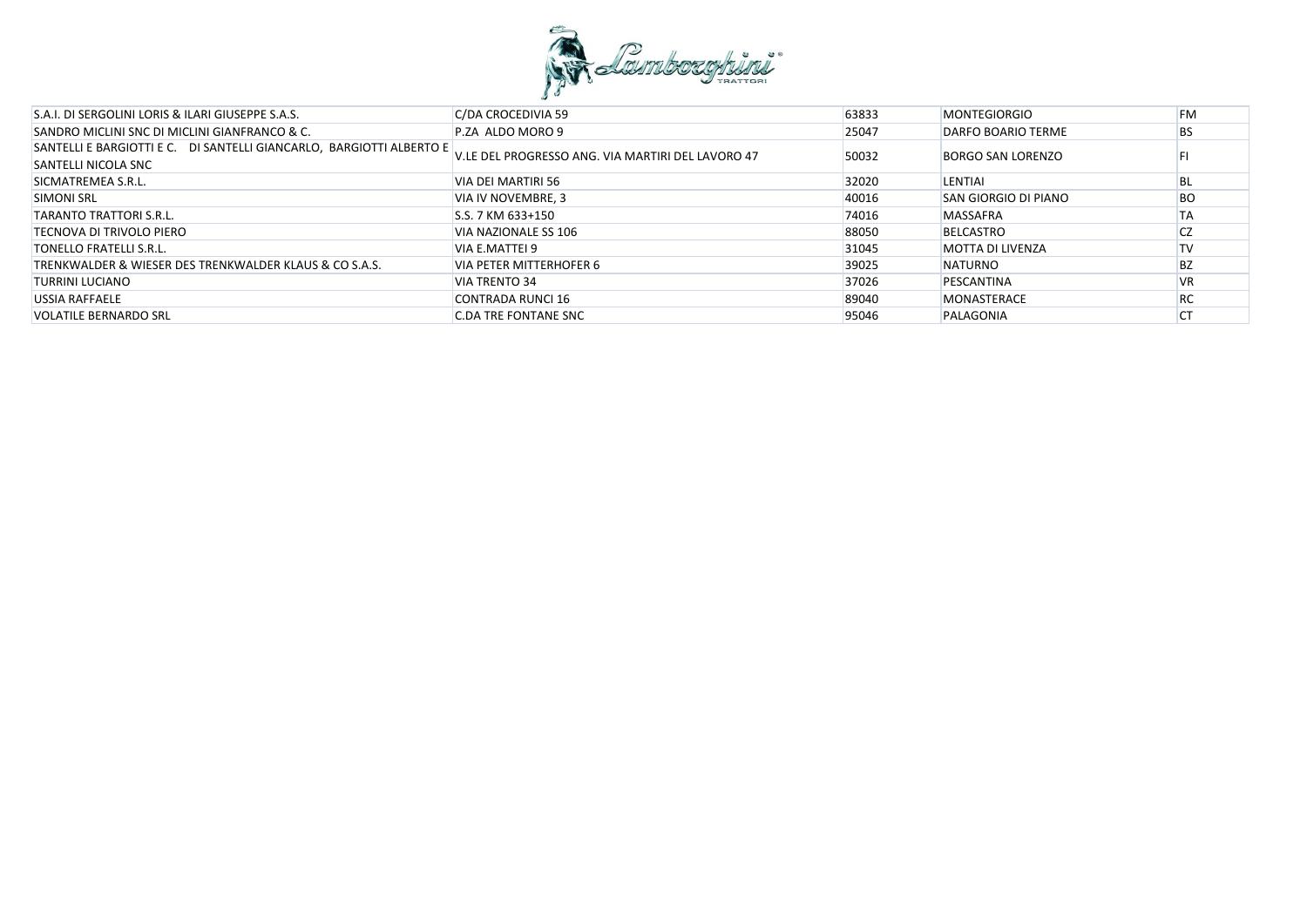| | | | | |
|---|---|---|---|---|
| S.A.I. DI SERGOLINI LORIS & ILARI GIUSEPPE S.A.S. | C/DA CROCEDIVIA 59 | 63833 | MONTEGIORGIO | FM |
| SANDRO MICLINI SNC DI MICLINI GIANFRANCO & C. | P.ZA ALDO MORO 9 | 25047 | DARFO BOARIO TERME | BS |
| SANTELLI E BARGIOTTI E C. DI SANTELLI GIANCARLO, BARGIOTTI ALBERTO E SANTELLI NICOLA SNC | V.LE DEL PROGRESSO ANG. VIA MARTIRI DEL LAVORO 47 | 50032 | BORGO SAN LORENZO | FI |
| SICMATREMEA S.R.L. | VIA DEI MARTIRI 56 | 32020 | LENTIAI | BL |
| SIMONI SRL | VIA IV NOVEMBRE, 3 | 40016 | SAN GIORGIO DI PIANO | BO |
| TARANTO TRATTORI S.R.L. | S.S. 7 KM 633+150 | 74016 | MASSAFRA | TA |
| TECNOVA DI TRIVOLO PIERO | VIA NAZIONALE SS 106 | 88050 | BELCASTRO | CZ |
| TONELLO FRATELLI S.R.L. | VIA E.MATTEI 9 | 31045 | MOTTA DI LIVENZA | TV |
| TRENKWALDER & WIESER DES TRENKWALDER KLAUS & CO S.A.S. | VIA PETER MITTERHOFER 6 | 39025 | NATURNO | BZ |
| TURRINI LUCIANO | VIA TRENTO 34 | 37026 | PESCANTINA | VR |
| USSIA RAFFAELE | CONTRADA RUNCI 16 | 89040 | MONASTERACE | RC |
| VOLATILE BERNARDO SRL | C.DA TRE FONTANE SNC | 95046 | PALAGONIA | CT |